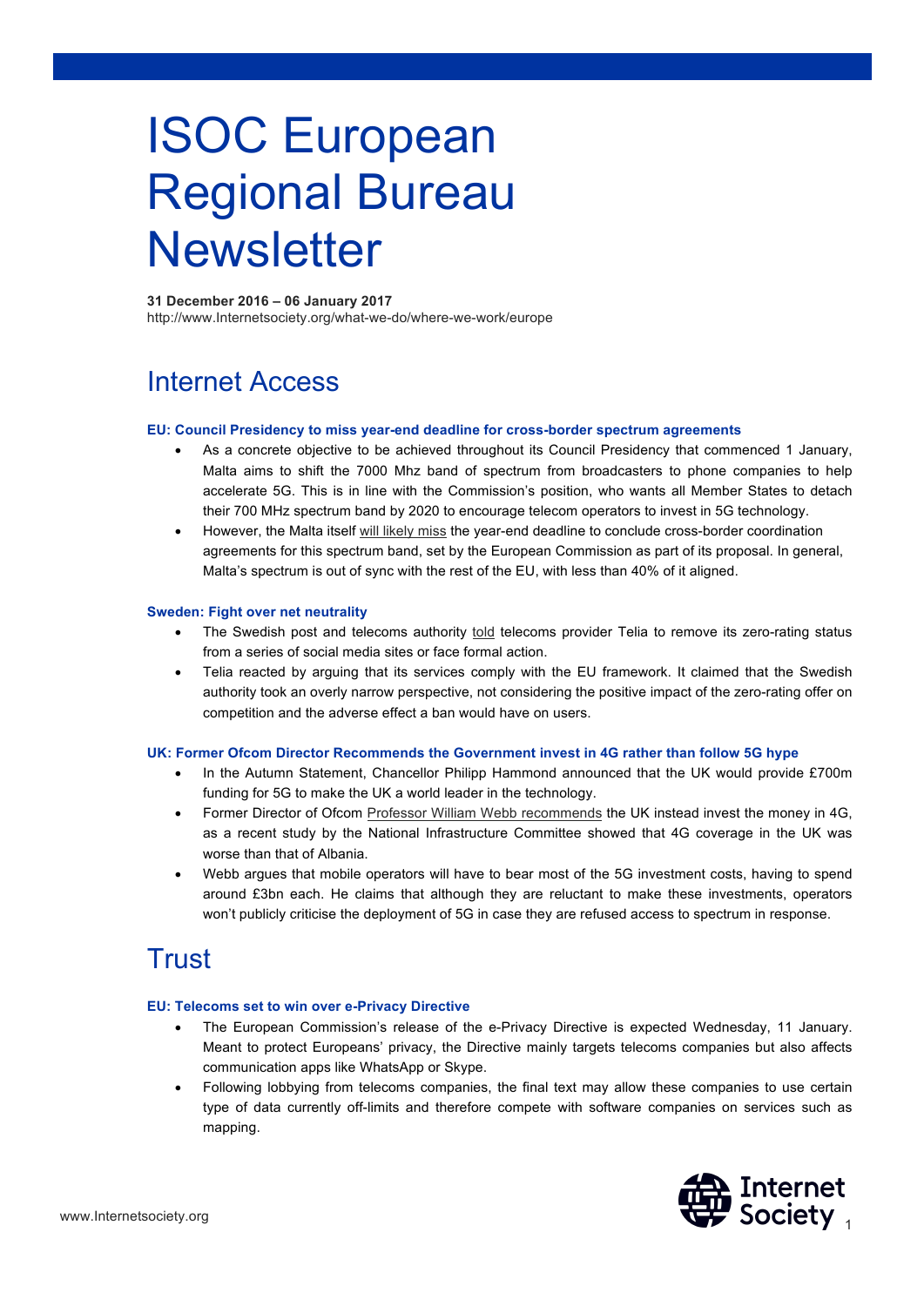# ISOC European Regional Bureau Newsletter

**31 December 2016 – 06 January 2017**
http://www.Internetsociety.org/what-we-do/where-we-work/europe

## Internet Access

### EU: Council Presidency to miss year-end deadline for cross-border spectrum agreements

- As a concrete objective to be achieved throughout its Council Presidency that commenced 1 January, Malta aims to shift the 7000 Mhz band of spectrum from broadcasters to phone companies to help accelerate 5G. This is in line with the Commission's position, who wants all Member States to detach their 700 MHz spectrum band by 2020 to encourage telecom operators to invest in 5G technology.
- However, the Malta itself will likely miss the year-end deadline to conclude cross-border coordination agreements for this spectrum band, set by the European Commission as part of its proposal. In general, Malta's spectrum is out of sync with the rest of the EU, with less than 40% of it aligned.

### Sweden: Fight over net neutrality

- The Swedish post and telecoms authority told telecoms provider Telia to remove its zero-rating status from a series of social media sites or face formal action.
- Telia reacted by arguing that its services comply with the EU framework. It claimed that the Swedish authority took an overly narrow perspective, not considering the positive impact of the zero-rating offer on competition and the adverse effect a ban would have on users.

### UK: Former Ofcom Director Recommends the Government invest in 4G rather than follow 5G hype

- In the Autumn Statement, Chancellor Philipp Hammond announced that the UK would provide £700m funding for 5G to make the UK a world leader in the technology.
- Former Director of Ofcom Professor William Webb recommends the UK instead invest the money in 4G, as a recent study by the National Infrastructure Committee showed that 4G coverage in the UK was worse than that of Albania.
- Webb argues that mobile operators will have to bear most of the 5G investment costs, having to spend around £3bn each. He claims that although they are reluctant to make these investments, operators won't publicly criticise the deployment of 5G in case they are refused access to spectrum in response.

## Trust

### EU: Telecoms set to win over e-Privacy Directive

- The European Commission's release of the e-Privacy Directive is expected Wednesday, 11 January. Meant to protect Europeans' privacy, the Directive mainly targets telecoms companies but also affects communication apps like WhatsApp or Skype.
- Following lobbying from telecoms companies, the final text may allow these companies to use certain type of data currently off-limits and therefore compete with software companies on services such as mapping.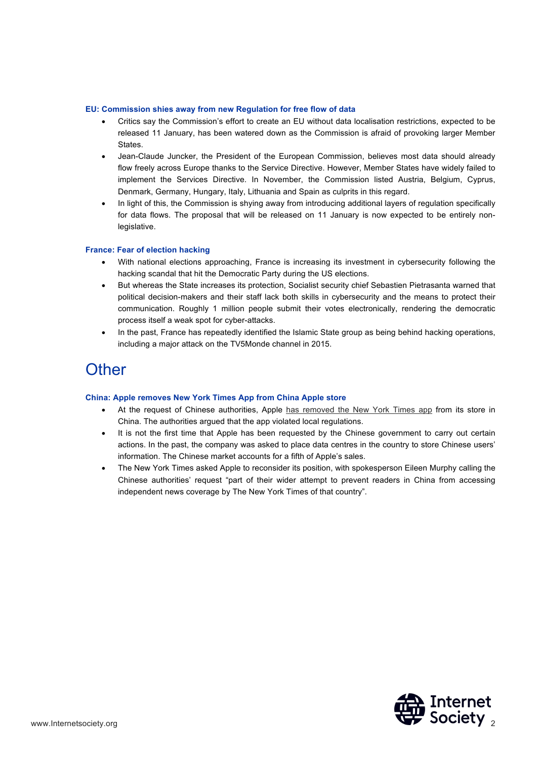### EU: Commission shies away from new Regulation for free flow of data

- Critics say the Commission's effort to create an EU without data localisation restrictions, expected to be released 11 January, has been watered down as the Commission is afraid of provoking larger Member States.
- Jean-Claude Juncker, the President of the European Commission, believes most data should already flow freely across Europe thanks to the Service Directive. However, Member States have widely failed to implement the Services Directive. In November, the Commission listed Austria, Belgium, Cyprus, Denmark, Germany, Hungary, Italy, Lithuania and Spain as culprits in this regard.
- In light of this, the Commission is shying away from introducing additional layers of regulation specifically for data flows. The proposal that will be released on 11 January is now expected to be entirely non-legislative.

### France: Fear of election hacking

- With national elections approaching, France is increasing its investment in cybersecurity following the hacking scandal that hit the Democratic Party during the US elections.
- But whereas the State increases its protection, Socialist security chief Sebastien Pietrasanta warned that political decision-makers and their staff lack both skills in cybersecurity and the means to protect their communication. Roughly 1 million people submit their votes electronically, rendering the democratic process itself a weak spot for cyber-attacks.
- In the past, France has repeatedly identified the Islamic State group as being behind hacking operations, including a major attack on the TV5Monde channel in 2015.

## Other

### China: Apple removes New York Times App from China Apple store

- At the request of Chinese authorities, Apple has removed the New York Times app from its store in China. The authorities argued that the app violated local regulations.
- It is not the first time that Apple has been requested by the Chinese government to carry out certain actions. In the past, the company was asked to place data centres in the country to store Chinese users' information. The Chinese market accounts for a fifth of Apple's sales.
- The New York Times asked Apple to reconsider its position, with spokesperson Eileen Murphy calling the Chinese authorities' request "part of their wider attempt to prevent readers in China from accessing independent news coverage by The New York Times of that country".